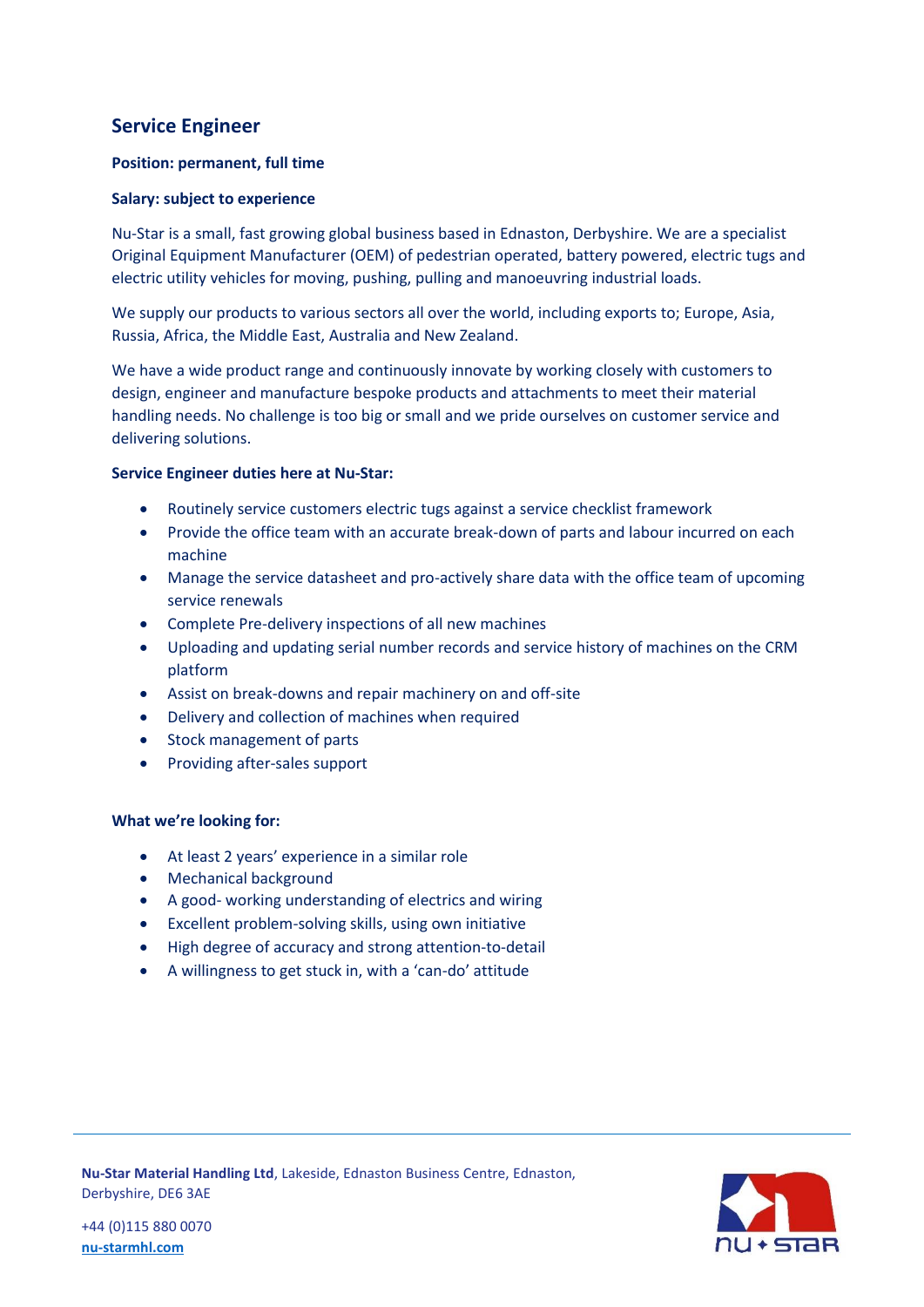## Service Engineer

**Position: permanent, full time**

**Salary: subject to experience**

Nu-Star is a small, fast growing global business based in Ednaston, Derbyshire. We are a specialist Original Equipment Manufacturer (OEM) of pedestrian operated, battery powered, electric tugs and electric utility vehicles for moving, pushing, pulling and manoeuvring industrial loads.

We supply our products to various sectors all over the world, including exports to; Europe, Asia, Russia, Africa, the Middle East, Australia and New Zealand.

We have a wide product range and continuously innovate by working closely with customers to design, engineer and manufacture bespoke products and attachments to meet their material handling needs. No challenge is too big or small and we pride ourselves on customer service and delivering solutions.

**Service Engineer duties here at Nu-Star:**

- Routinely service customers electric tugs against a service checklist framework
- Provide the office team with an accurate break-down of parts and labour incurred on each machine
- Manage the service datasheet and pro-actively share data with the office team of upcoming service renewals
- Complete Pre-delivery inspections of all new machines
- Uploading and updating serial number records and service history of machines on the CRM platform
- Assist on break-downs and repair machinery on and off-site
- Delivery and collection of machines when required
- Stock management of parts
- Providing after-sales support

**What we're looking for:**

- At least 2 years' experience in a similar role
- Mechanical background
- A good- working understanding of electrics and wiring
- Excellent problem-solving skills, using own initiative
- High degree of accuracy and strong attention-to-detail
- A willingness to get stuck in, with a 'can-do' attitude

**Nu-Star Material Handling Ltd**, Lakeside, Ednaston Business Centre, Ednaston, Derbyshire, DE6 3AE

+44 (0)115 880 0070
nu-starmhl.com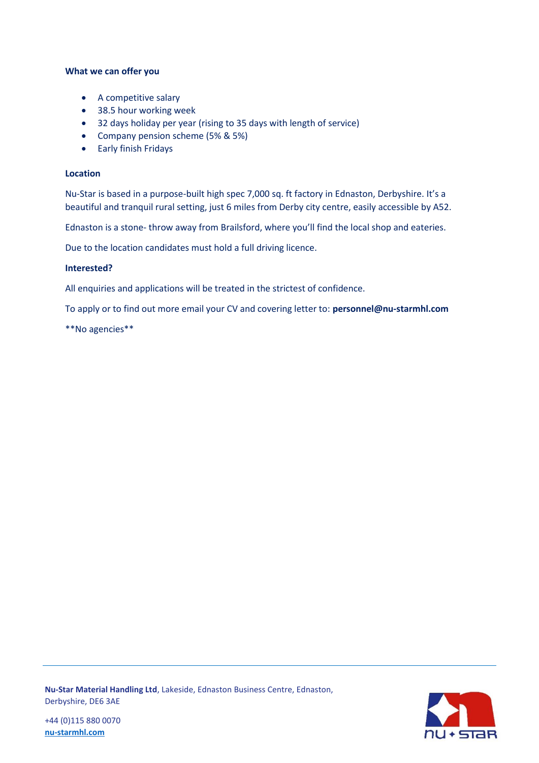**What we can offer you**

- A competitive salary
- 38.5 hour working week
- 32 days holiday per year (rising to 35 days with length of service)
- Company pension scheme (5% & 5%)
- Early finish Fridays

**Location**

Nu-Star is based in a purpose-built high spec 7,000 sq. ft factory in Ednaston, Derbyshire. It's a beautiful and tranquil rural setting, just 6 miles from Derby city centre, easily accessible by A52.

Ednaston is a stone- throw away from Brailsford, where you'll find the local shop and eateries.

Due to the location candidates must hold a full driving licence.

**Interested?**

All enquiries and applications will be treated in the strictest of confidence.

To apply or to find out more email your CV and covering letter to: **personnel@nu-starmhl.com**

**No agencies**

**Nu-Star Material Handling Ltd**, Lakeside, Ednaston Business Centre, Ednaston, Derbyshire, DE6 3AE

+44 (0)115 880 0070
nu-starmhl.com